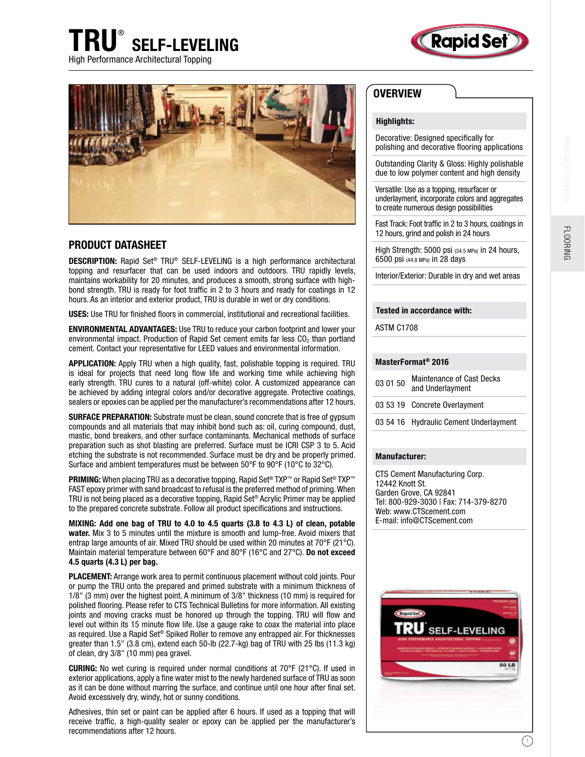# TRU® SELF-LEVELING

High Performance Architectural Topping

## PRODUCT DATASHEET

**DESCRIPTION:** Rapid Set® TRU® SELF-LEVELING is a high performance architectural topping and resurfacer that can be used indoors and outdoors. TRU rapidly levels, maintains workability for 20 minutes, and produces a smooth, strong surface with high-bond strength. TRU is ready for foot traffic in 2 to 3 hours and ready for coatings in 12 hours. As an interior and exterior product, TRU is durable in wet or dry conditions.

**USES:** Use TRU for finished floors in commercial, institutional and recreational facilities.

**ENVIRONMENTAL ADVANTAGES:** Use TRU to reduce your carbon footprint and lower your environmental impact. Production of Rapid Set cement emits far less $CO_2$ than portland cement. Contact your representative for LEED values and environmental information.

**APPLICATION:** Apply TRU when a high quality, fast, polishable topping is required. TRU is ideal for projects that need long flow life and working time while achieving high early strength. TRU cures to a natural (off-white) color. A customized appearance can be achieved by adding integral colors and/or decorative aggregate. Protective coatings, sealers or epoxies can be applied per the manufacturer's recommendations after 12 hours.

**SURFACE PREPARATION:** Substrate must be clean, sound concrete that is free of gypsum compounds and all materials that may inhibit bond such as: oil, curing compound, dust, mastic, bond breakers, and other surface contaminants. Mechanical methods of surface preparation such as shot blasting are preferred. Surface must be ICRI CSP 3 to 5. Acid etching the substrate is not recommended. Surface must be dry and be properly primed. Surface and ambient temperatures must be between 50°F to 90°F (10°C to 32°C).

**PRIMING:** When placing TRU as a decorative topping, Rapid Set® TXP™ or Rapid Set® TXP™ FAST epoxy primer with sand broadcast to refusal is the preferred method of priming. When TRU is not being placed as a decorative topping, Rapid Set® Acrylic Primer may be applied to the prepared concrete substrate. Follow all product specifications and instructions.

**MIXING: Add one bag of TRU to 4.0 to 4.5 quarts (3.8 to 4.3 L) of clean, potable water.** Mix 3 to 5 minutes until the mixture is smooth and lump-free. Avoid mixers that entrap large amounts of air. Mixed TRU should be used within 20 minutes at 70°F (21°C). Maintain material temperature between 60°F and 80°F (16°C and 27°C). **Do not exceed 4.5 quarts (4.3 L) per bag.**

**PLACEMENT:** Arrange work area to permit continuous placement without cold joints. Pour or pump the TRU onto the prepared and primed substrate with a minimum thickness of 1/8" (3 mm) over the highest point. A minimum of 3/8" thickness (10 mm) is required for polished flooring. Please refer to CTS Technical Bulletins for more information. All existing joints and moving cracks must be honored up through the topping. TRU will flow and level out within its 15 minute flow life. Use a gauge rake to coax the material into place as required. Use a Rapid Set® Spiked Roller to remove any entrapped air. For thicknesses greater than 1.5" (3.8 cm), extend each 50-lb (22.7-kg) bag of TRU with 25 lbs (11.3 kg) of clean, dry 3/8" (10 mm) pea gravel.

**CURING:** No wet curing is required under normal conditions at 70°F (21°C). If used in exterior applications, apply a fine water mist to the newly hardened surface of TRU as soon as it can be done without marring the surface, and continue until one hour after final set. Avoid excessively dry, windy, hot or sunny conditions.

Adhesives, thin set or paint can be applied after 6 hours. If used as a topping that will receive traffic, a high-quality sealer or epoxy can be applied per the manufacturer's recommendations after 12 hours.

## OVERVIEW

**Highlights:**

- Decorative: Designed specifically for polishing and decorative flooring applications
- Outstanding Clarity & Gloss: Highly polishable due to low polymer content and high density
- Versatile: Use as a topping, resurfacer or underlayment, incorporate colors and aggregates to create numerous design possibilities
- Fast Track: Foot traffic in 2 to 3 hours, coatings in 12 hours, grind and polish in 24 hours
- High Strength: 5000 psi (34.5 MPa) in 24 hours, 6500 psi (44.8 MPa) in 28 days
- Interior/Exterior: Durable in dry and wet areas

**Tested in accordance with:**

ASTM C1708

**MasterFormat® 2016**

| | |
|---|---|
| 03 01 50 | Maintenance of Cast Decks and Underlayment |
| 03 53 19 | Concrete Overlayment |
| 03 54 16 | Hydraulic Cement Underlayment |

**Manufacturer:**

CTS Cement Manufacturing Corp.
12442 Knott St.
Garden Grove, CA 92841
Tel: 800-929-3030 | Fax: 714-379-8270
Web: www.CTScement.com
E-mail: info@CTScement.com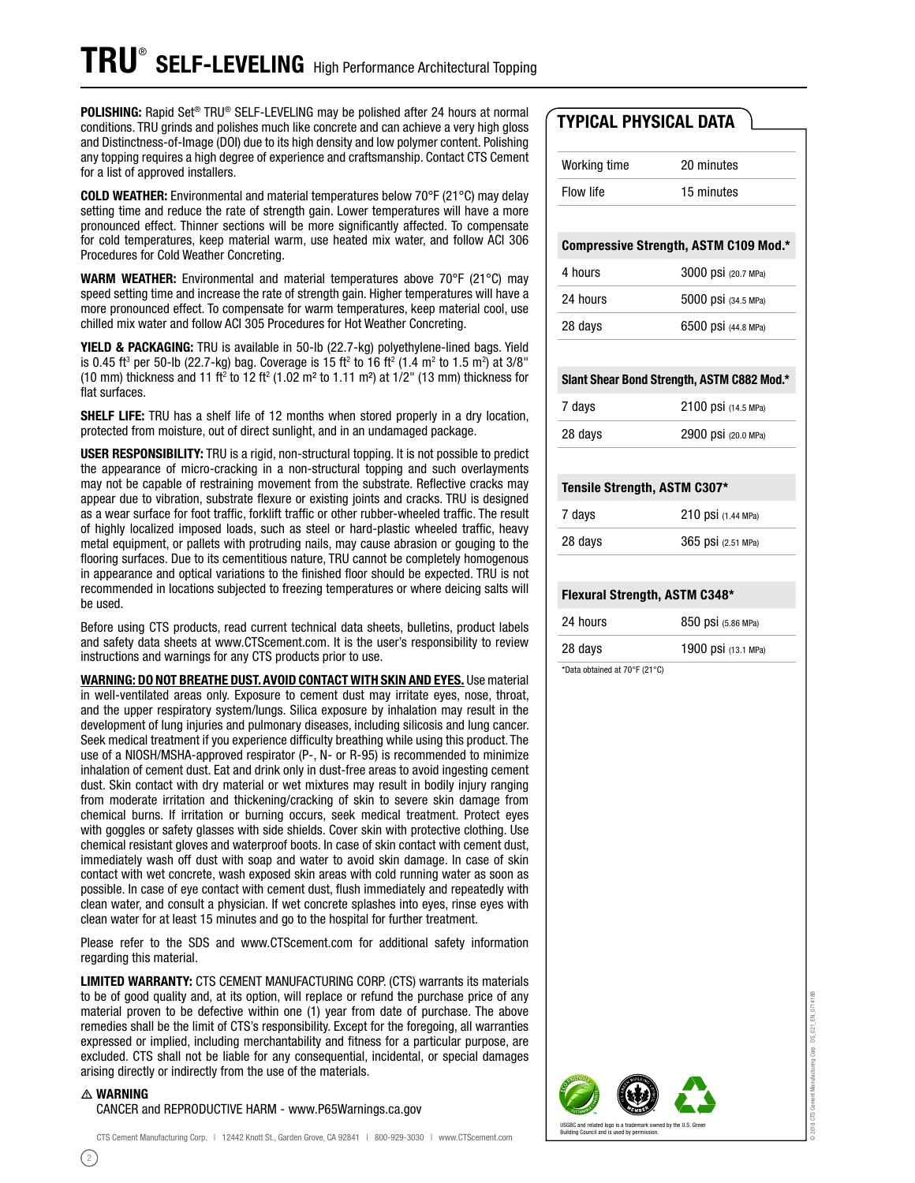# TRU® SELF-LEVELING High Performance Architectural Topping

**POLISHING:** Rapid Set® TRU® SELF-LEVELING may be polished after 24 hours at normal conditions. TRU grinds and polishes much like concrete and can achieve a very high gloss and Distinctness-of-Image (DOI) due to its high density and low polymer content. Polishing any topping requires a high degree of experience and craftsmanship. Contact CTS Cement for a list of approved installers.

**COLD WEATHER:** Environmental and material temperatures below 70°F (21°C) may delay setting time and reduce the rate of strength gain. Lower temperatures will have a more pronounced effect. Thinner sections will be more significantly affected. To compensate for cold temperatures, keep material warm, use heated mix water, and follow ACI 306 Procedures for Cold Weather Concreting.

**WARM WEATHER:** Environmental and material temperatures above 70°F (21°C) may speed setting time and increase the rate of strength gain. Higher temperatures will have a more pronounced effect. To compensate for warm temperatures, keep material cool, use chilled mix water and follow ACI 305 Procedures for Hot Weather Concreting.

**YIELD & PACKAGING:** TRU is available in 50-lb (22.7-kg) polyethylene-lined bags. Yield is 0.45 $ft^3$ per 50-lb (22.7-kg) bag. Coverage is 15 $ft^2$ to 16 $ft^2$ (1.4 $m^2$ to 1.5 $m^2$) at 3/8" (10 mm) thickness and 11 $ft^2$ to 12 $ft^2$ (1.02 $m^2$ to 1.11 $m^2$) at 1/2" (13 mm) thickness for flat surfaces.

**SHELF LIFE:** TRU has a shelf life of 12 months when stored properly in a dry location, protected from moisture, out of direct sunlight, and in an undamaged package.

**USER RESPONSIBILITY:** TRU is a rigid, non-structural topping. It is not possible to predict the appearance of micro-cracking in a non-structural topping and such overlayments may not be capable of restraining movement from the substrate. Reflective cracks may appear due to vibration, substrate flexure or existing joints and cracks. TRU is designed as a wear surface for foot traffic, forklift traffic or other rubber-wheeled traffic. The result of highly localized imposed loads, such as steel or hard-plastic wheeled traffic, heavy metal equipment, or pallets with protruding nails, may cause abrasion or gouging to the flooring surfaces. Due to its cementitious nature, TRU cannot be completely homogenous in appearance and optical variations to the finished floor should be expected. TRU is not recommended in locations subjected to freezing temperatures or where deicing salts will be used.

Before using CTS products, read current technical data sheets, bulletins, product labels and safety data sheets at www.CTScement.com. It is the user's responsibility to review instructions and warnings for any CTS products prior to use.

**WARNING: DO NOT BREATHE DUST. AVOID CONTACT WITH SKIN AND EYES.** Use material in well-ventilated areas only. Exposure to cement dust may irritate eyes, nose, throat, and the upper respiratory system/lungs. Silica exposure by inhalation may result in the development of lung injuries and pulmonary diseases, including silicosis and lung cancer. Seek medical treatment if you experience difficulty breathing while using this product. The use of a NIOSH/MSHA-approved respirator (P-, N- or R-95) is recommended to minimize inhalation of cement dust. Eat and drink only in dust-free areas to avoid ingesting cement dust. Skin contact with dry material or wet mixtures may result in bodily injury ranging from moderate irritation and thickening/cracking of skin to severe skin damage from chemical burns. If irritation or burning occurs, seek medical treatment. Protect eyes with goggles or safety glasses with side shields. Cover skin with protective clothing. Use chemical resistant gloves and waterproof boots. In case of skin contact with cement dust, immediately wash off dust with soap and water to avoid skin damage. In case of skin contact with wet concrete, wash exposed skin areas with cold running water as soon as possible. In case of eye contact with cement dust, flush immediately and repeatedly with clean water, and consult a physician. If wet concrete splashes into eyes, rinse eyes with clean water for at least 15 minutes and go to the hospital for further treatment.

Please refer to the SDS and www.CTScement.com for additional safety information regarding this material.

**LIMITED WARRANTY:** CTS CEMENT MANUFACTURING CORP. (CTS) warrants its materials to be of good quality and, at its option, will replace or refund the purchase price of any material proven to be defective within one (1) year from date of purchase. The above remedies shall be the limit of CTS's responsibility. Except for the foregoing, all warranties expressed or implied, including merchantability and fitness for a particular purpose, are excluded. CTS shall not be liable for any consequential, incidental, or special damages arising directly or indirectly from the use of the materials.

⚠ **WARNING**

CANCER and REPRODUCTIVE HARM - www.P65Warnings.ca.gov

## TYPICAL PHYSICAL DATA

| | |
|---|---|
| Working time | 20 minutes |
| Flow life | 15 minutes |

| Compressive Strength, ASTM C109 Mod.* | |
|---|---|
| 4 hours | 3000 psi (20.7 MPa) |
| 24 hours | 5000 psi (34.5 MPa) |
| 28 days | 6500 psi (44.8 MPa) |

| Slant Shear Bond Strength, ASTM C882 Mod.* | |
|---|---|
| 7 days | 2100 psi (14.5 MPa) |
| 28 days | 2900 psi (20.0 MPa) |

| Tensile Strength, ASTM C307* | |
|---|---|
| 7 days | 210 psi (1.44 MPa) |
| 28 days | 365 psi (2.51 MPa) |

| Flexural Strength, ASTM C348* | |
|---|---|
| 24 hours | 850 psi (5.86 MPa) |
| 28 days | 1900 psi (13.1 MPa) |

*Data obtained at 70°F (21°C)

USGBC and related logo is a trademark owned by the U.S. Green Building Council and is used by permission.

CTS Cement Manufacturing Corp. | 12442 Knott St., Garden Grove, CA 92841 | 800-929-3030 | www.CTScement.com

© 2018 CTS Cement Manufacturing Corp. DS_021_EN_074188